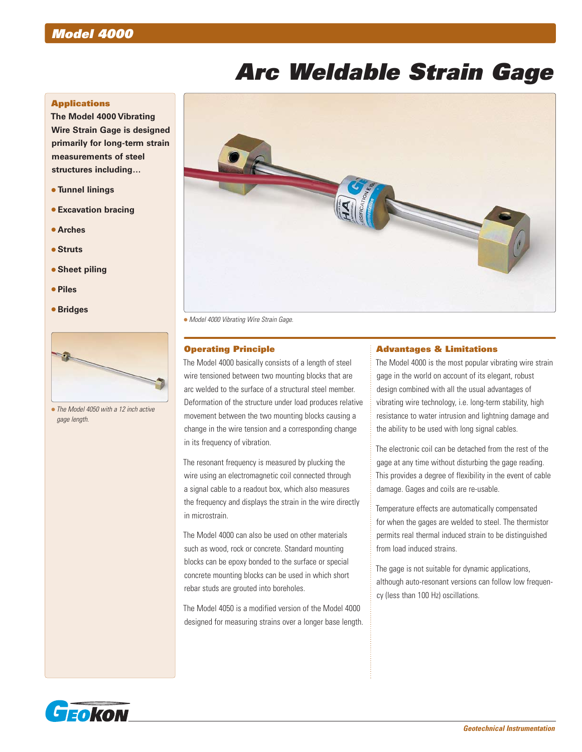## Model 4000

# Arc Weldable Strain Gage

### Applications

**The Model 4000 Vibrating Wire Strain Gage is designed primarily for long-term strain measurements of steel structures including…**

- **Tunnel linings**
- **Excavation bracing**
- **Arches**
- **Struts**
- **Sheet piling**
- **Piles**
- **Bridges**

*The Model 4050 with a 12 inch active gage length.*

*Model 4000 Vibrating Wire Strain Gage.*

### Operating Principle

The Model 4000 basically consists of a length of steel wire tensioned between two mounting blocks that are arc welded to the surface of a structural steel member. Deformation of the structure under load produces relative movement between the two mounting blocks causing a change in the wire tension and a corresponding change in its frequency of vibration.

The resonant frequency is measured by plucking the wire using an electromagnetic coil connected through a signal cable to a readout box, which also measures the frequency and displays the strain in the wire directly in microstrain.

The Model 4000 can also be used on other materials such as wood, rock or concrete. Standard mounting blocks can be epoxy bonded to the surface or special concrete mounting blocks can be used in which short rebar studs are grouted into boreholes.

The Model 4050 is a modified version of the Model 4000 designed for measuring strains over a longer base length.

### Advantages & Limitations

The Model 4000 is the most popular vibrating wire strain gage in the world on account of its elegant, robust design combined with all the usual advantages of vibrating wire technology, i.e. long-term stability, high resistance to water intrusion and lightning damage and the ability to be used with long signal cables.

The electronic coil can be detached from the rest of the gage at any time without disturbing the gage reading. This provides a degree of flexibility in the event of cable damage. Gages and coils are re-usable.

Temperature effects are automatically compensated for when the gages are welded to steel. The thermistor permits real thermal induced strain to be distinguished from load induced strains.

The gage is not suitable for dynamic applications, although auto-resonant versions can follow low frequency (less than 100 Hz) oscillations.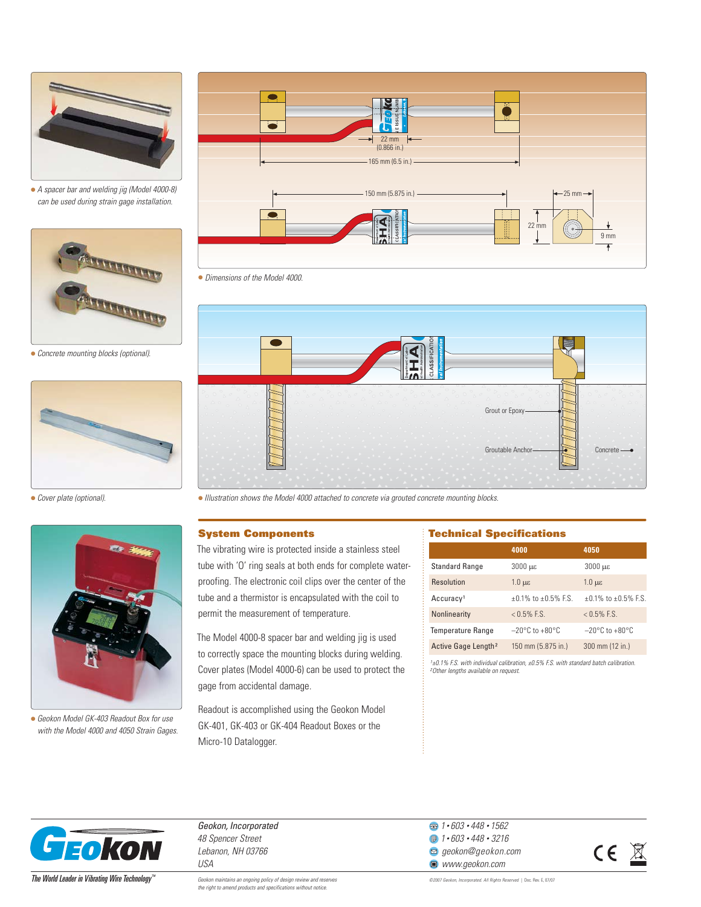- *A spacer bar and welding jig (Model 4000-8) can be used during strain gage installation.*

- *Concrete mounting blocks (optional).*

- *Cover plate (optional).*

- *Geokon Model GK-403 Readout Box for use with the Model 4000 and 4050 Strain Gages.*

22 mm
(0.866 in.)
165 mm (6.5 in.)
150 mm (5.875 in.)
25 mm
22 mm
9 mm

- *Dimensions of the Model 4000.*

Grout or Epoxy
Groutable Anchor
Concrete

- *Illustration shows the Model 4000 attached to concrete via grouted concrete mounting blocks.*

## System Components

The vibrating wire is protected inside a stainless steel tube with 'O' ring seals at both ends for complete waterproofing. The electronic coil clips over the center of the tube and a thermistor is encapsulated with the coil to permit the measurement of temperature.

The Model 4000-8 spacer bar and welding jig is used to correctly space the mounting blocks during welding. Cover plates (Model 4000-6) can be used to protect the gage from accidental damage.

Readout is accomplished using the Geokon Model GK-401, GK-403 or GK-404 Readout Boxes or the Micro-10 Datalogger.

## Technical Specifications

| | 4000 | 4050 |
|---|---|---|
| Standard Range | 3000 με | 3000 με |
| Resolution | 1.0 με | 1.0 με |
| Accuracy[1] | ±0.1% to ±0.5% F.S. | ±0.1% to ±0.5% F.S. |
| Nonlinearity | < 0.5% F.S. | < 0.5% F.S. |
| Temperature Range | −20°C to +80°C | −20°C to +80°C |
| Active Gage Length[2] | 150 mm (5.875 in.) | 300 mm (12 in.) |

*[1]±0.1% F.S. with individual calibration, ±0.5% F.S. with standard batch calibration.*
*[2]Other lengths available on request.*

**GEOKON**
*The World Leader in Vibrating Wire Technology™*

*Geokon, Incorporated*
*48 Spencer Street*
*Lebanon, NH 03766*
*USA*

*1 • 603 • 448 • 1562*
*1 • 603 • 448 • 3216*
*geokon@geokon.com*
*www.geokon.com*

*Geokon maintains an ongoing policy of design review and reserves the right to amend products and specifications without notice.*

*©2007 Geokon, Incorporated. All Rights Reserved | Doc. Rev. E, 07/07*